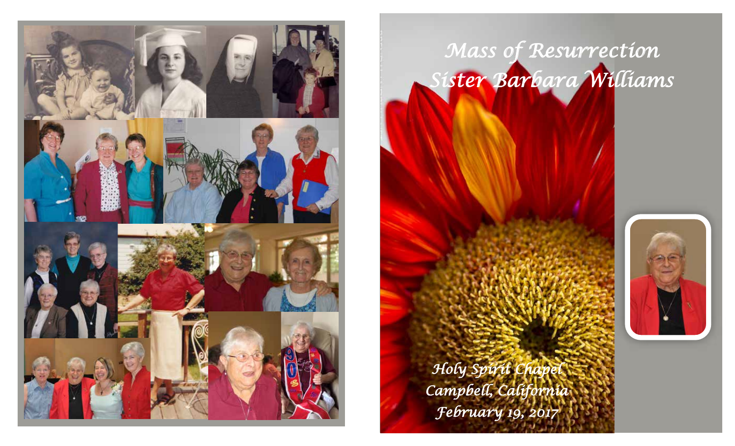# Mass of Resurrection

# Sister Barbara Williams

*Holy Spirit Chapel*

*Campbell, California*

*February 19, 2017*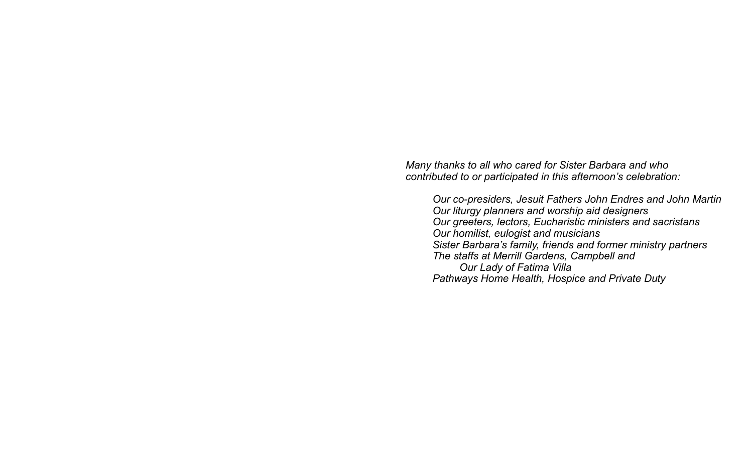*Many thanks to all who cared for Sister Barbara and who contributed to or participated in this afternoon's celebration:*

> *Our co-presiders, Jesuit Fathers John Endres and John Martin*
> *Our liturgy planners and worship aid designers*
> *Our greeters, lectors, Eucharistic ministers and sacristans*
> *Our homilist, eulogist and musicians*
> *Sister Barbara's family, friends and former ministry partners*
> *The staffs at Merrill Gardens, Campbell and*
> *Our Lady of Fatima Villa*
> *Pathways Home Health, Hospice and Private Duty*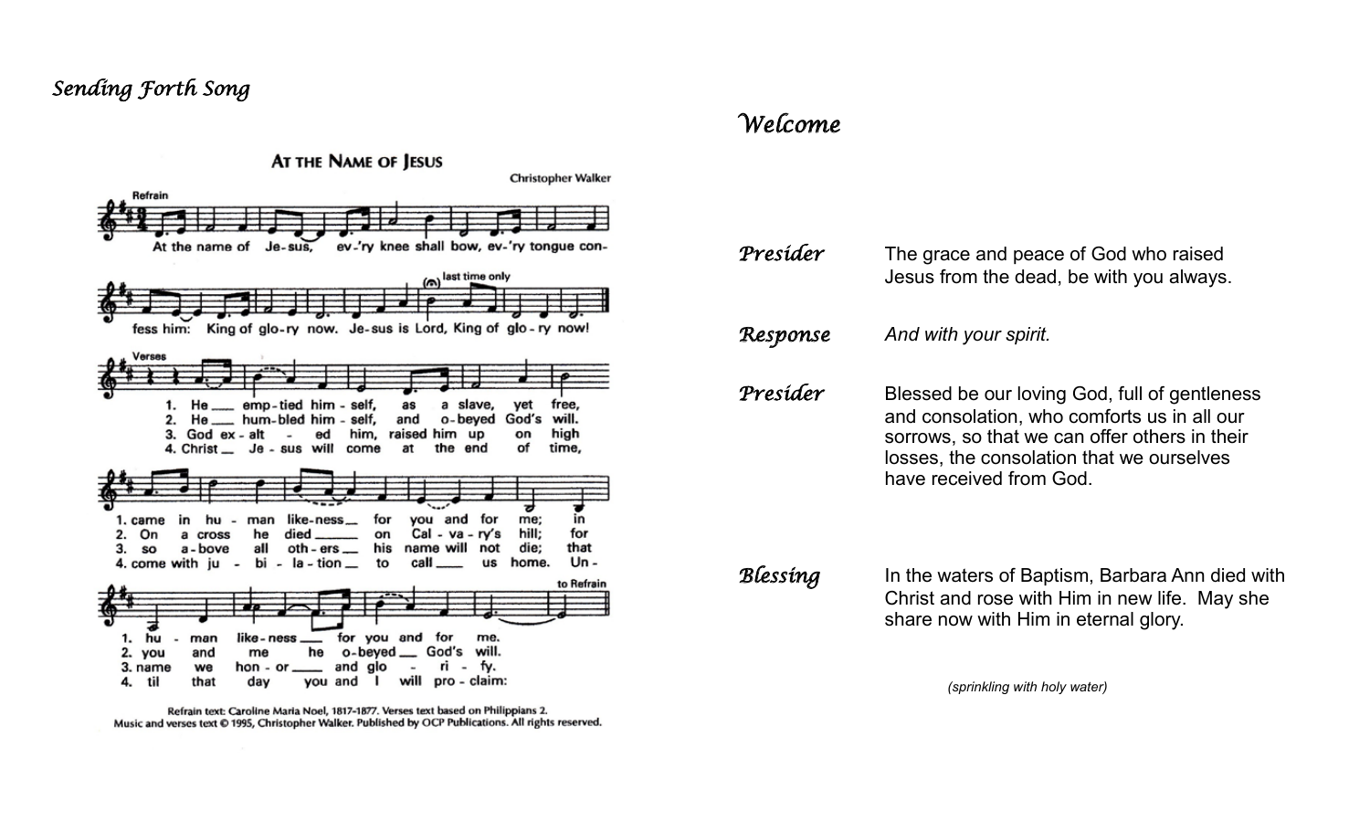*Sending Forth Song*

**AT THE NAME OF JESUS**

Christopher Walker

Refrain

At the name of Je-sus, ev-'ry knee shall bow, ev-'ry tongue con-fess him: King of glo-ry now. Je-sus is Lord, King of glo-ry now!

(last time only)

Verses

1. He emp-tied him-self, as a slave, yet free, came in hu-man like-ness for you and for me; in hu-man like-ness for you and for me.
2. He hum-bled him-self, and o-beyed God's will. On a cross he died on Cal-va-ry's hill; for you and me he o-beyed God's will.
3. God ex-alt-ed him, raised him up on high so a-bove all oth-ers his name will not die; that name we hon-or and glo-ri-fy.
4. Christ Je-sus will come at the end of time, come with ju-bi-la-tion to call us home. Un-til that day you and I will pro-claim:

to Refrain

Refrain text: Caroline Maria Noel, 1817-1877. Verses text based on Philippians 2.
Music and verses text © 1995, Christopher Walker. Published by OCP Publications. All rights reserved.

## *Welcome*

*Presider* The grace and peace of God who raised Jesus from the dead, be with you always.

*Response* *And with your spirit.*

*Presider* Blessed be our loving God, full of gentleness and consolation, who comforts us in all our sorrows, so that we can offer others in their losses, the consolation that we ourselves have received from God.

*Blessing* In the waters of Baptism, Barbara Ann died with Christ and rose with Him in new life. May she share now with Him in eternal glory.

*(sprinkling with holy water)*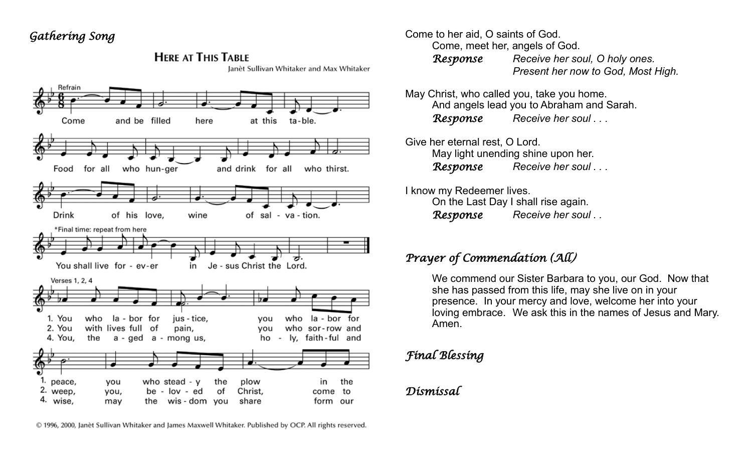*Gathering Song*

**HERE AT THIS TABLE**

Janèt Sullivan Whitaker and Max Whitaker

Refrain

Come and be filled here at this table.
Food for all who hunger and drink for all who thirst.
Drink of his love, wine of salvation.
*Final time: repeat from here
You shall live forever in Jesus Christ the Lord.

Verses 1, 2, 4

1. You who labor for justice, you who labor for peace, you who steady the plow in the
2. You with lives full of pain, you who sorrow and weep, you, beloved of Christ, come to
4. You, the aged among us, holy, faithful and wise, may the wisdom you share form our

© 1996, 2000, Janèt Sullivan Whitaker and James Maxwell Whitaker. Published by OCP. All rights reserved.

Come to her aid, O saints of God.
Come, meet her, angels of God.
***Response*** *Receive her soul, O holy ones.*
*Present her now to God, Most High.*

May Christ, who called you, take you home.
And angels lead you to Abraham and Sarah.
***Response*** *Receive her soul . . .*

Give her eternal rest, O Lord.
May light unending shine upon her.
***Response*** *Receive her soul . . .*

I know my Redeemer lives.
On the Last Day I shall rise again.
***Response*** *Receive her soul . .*

## *Prayer of Commendation (All)*

We commend our Sister Barbara to you, our God. Now that she has passed from this life, may she live on in your presence. In your mercy and love, welcome her into your loving embrace. We ask this in the names of Jesus and Mary. Amen.

## *Final Blessing*

## *Dismissal*